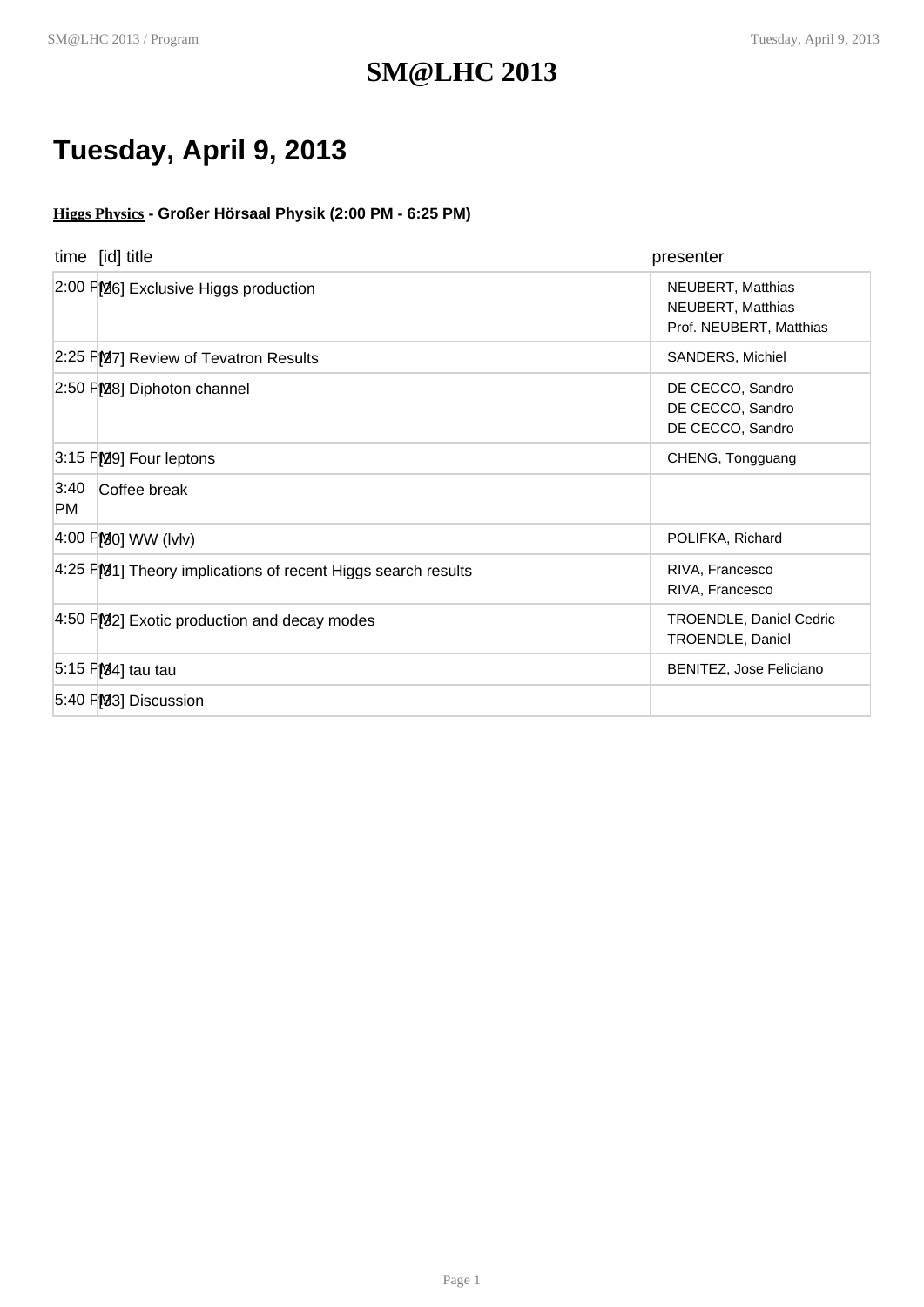# SM@LHC 2013

## Tuesday, April 9, 2013

**Higgs Physics - Großer Hörsaal Physik (2:00 PM - 6:25 PM)**

| time | [id] title | presenter |
|---|---|---|
| 2:00 PM | [26] Exclusive Higgs production | NEUBERT, Matthias<br>NEUBERT, Matthias<br>Prof. NEUBERT, Matthias |
| 2:25 PM | [27] Review of Tevatron Results | SANDERS, Michiel |
| 2:50 PM | [28] Diphoton channel | DE CECCO, Sandro<br>DE CECCO, Sandro<br>DE CECCO, Sandro |
| 3:15 PM | [29] Four leptons | CHENG, Tongguang |
| 3:40 PM | Coffee break | |
| 4:00 PM | [30] WW (lvlv) | POLIFKA, Richard |
| 4:25 PM | [31] Theory implications of recent Higgs search results | RIVA, Francesco<br>RIVA, Francesco |
| 4:50 PM | [32] Exotic production and decay modes | TROENDLE, Daniel Cedric<br>TROENDLE, Daniel |
| 5:15 PM | [34] tau tau | BENITEZ, Jose Feliciano |
| 5:40 PM | [33] Discussion | |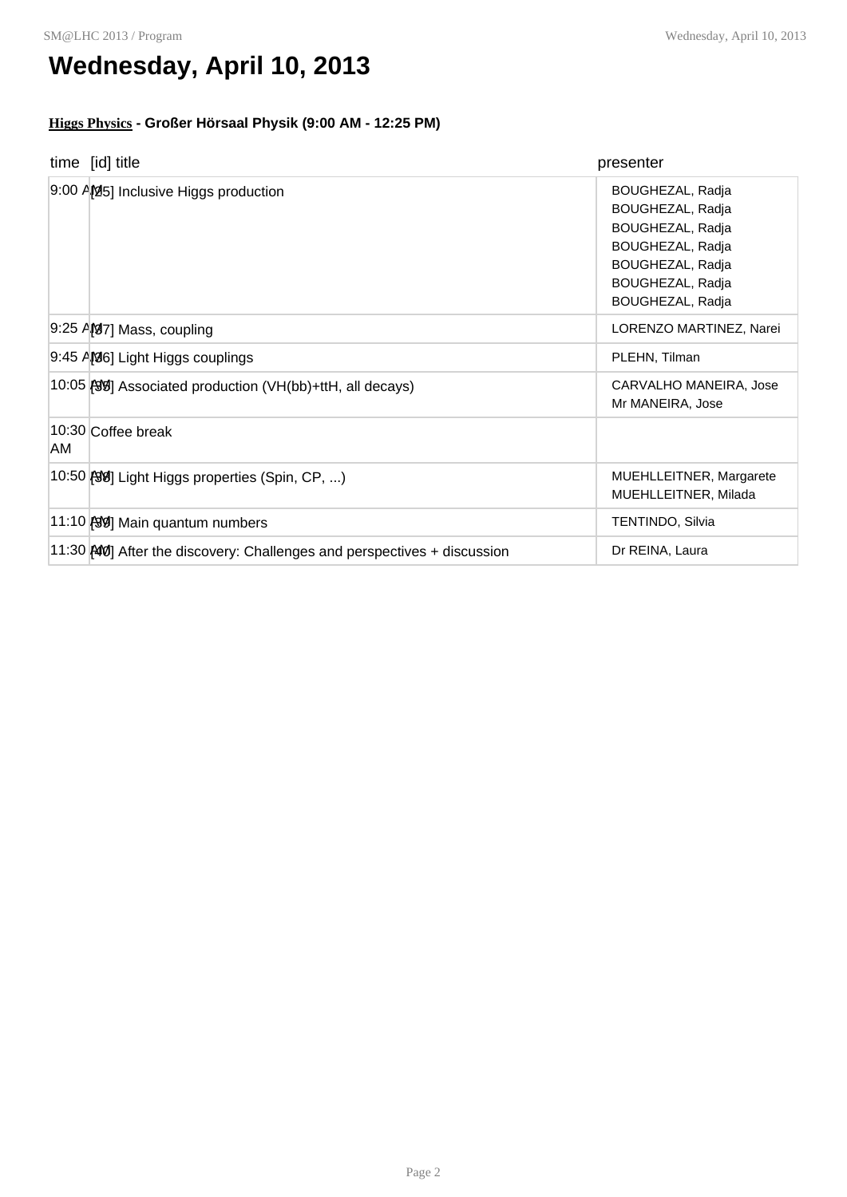# Wednesday, April 10, 2013

**Higgs Physics - Großer Hörsaal Physik (9:00 AM - 12:25 PM)**

| time | [id] title | presenter |
|---|---|---|
| 9:00 AM | [35] Inclusive Higgs production | BOUGHEZAL, Radja<br>BOUGHEZAL, Radja<br>BOUGHEZAL, Radja<br>BOUGHEZAL, Radja<br>BOUGHEZAL, Radja<br>BOUGHEZAL, Radja<br>BOUGHEZAL, Radja |
| 9:25 AM | [37] Mass, coupling | LORENZO MARTINEZ, Narei |
| 9:45 AM | [36] Light Higgs couplings | PLEHN, Tilman |
| 10:05 AM | [33] Associated production (VH(bb)+ttH, all decays) | CARVALHO MANEIRA, Jose<br>Mr MANEIRA, Jose |
| 10:30 AM | Coffee break | |
| 10:50 AM | [38] Light Higgs properties (Spin, CP, ...) | MUEHLLEITNER, Margarete<br>MUEHLLEITNER, Milada |
| 11:10 AM | [39] Main quantum numbers | TENTINDO, Silvia |
| 11:30 AM | [40] After the discovery: Challenges and perspectives + discussion | Dr REINA, Laura |